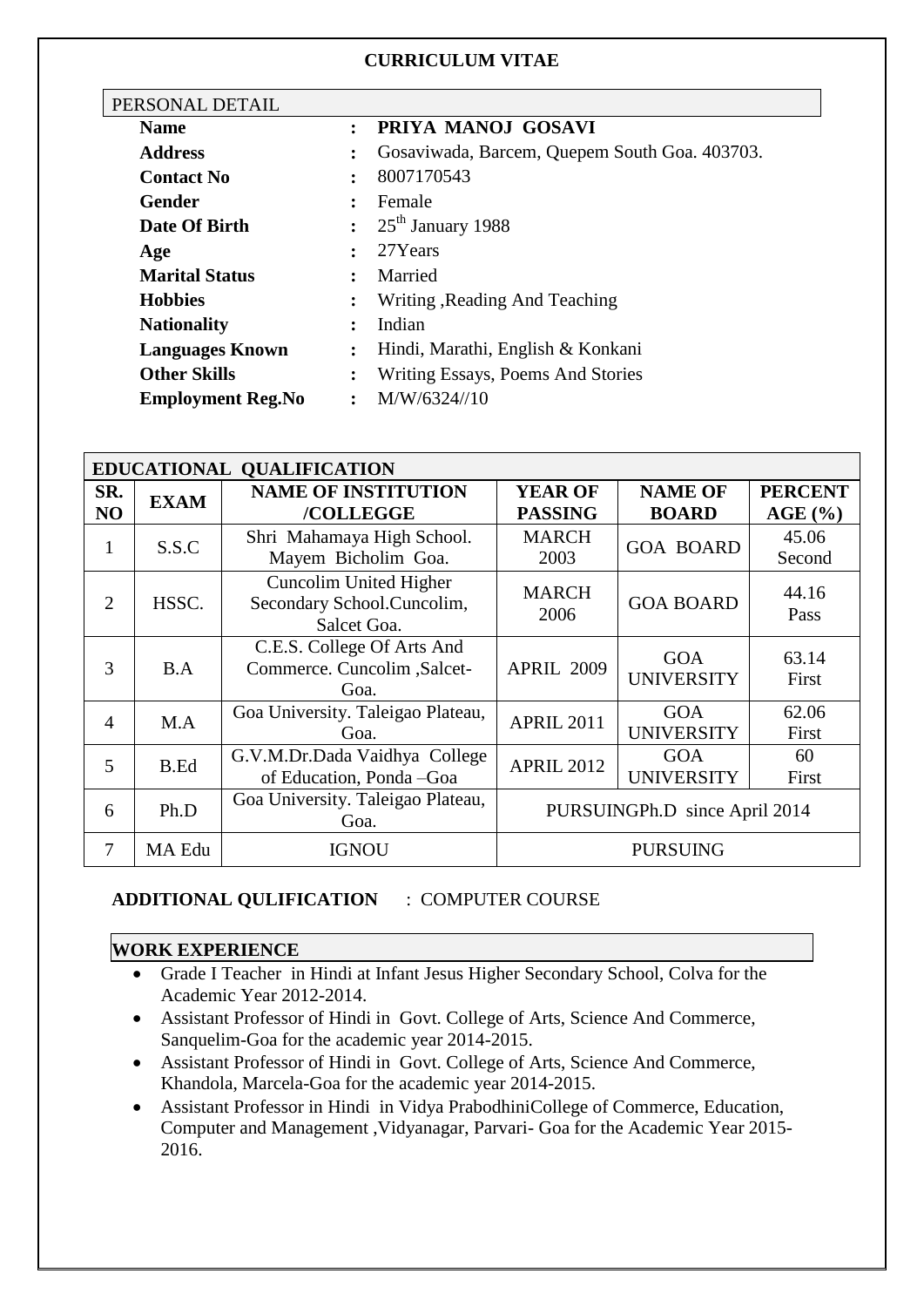# CURRICULUM VITAE

## PERSONAL DETAIL

| | | |
|---|---|---|
| **Name** | : | **PRIYA MANOJ GOSAVI** |
| **Address** | : | Gosaviwada, Barcem, Quepem South Goa. 403703. |
| **Contact No** | : | 8007170543 |
| **Gender** | : | Female |
| **Date Of Birth** | : | 25th January 1988 |
| **Age** | : | 27Years |
| **Marital Status** | : | Married |
| **Hobbies** | : | Writing ,Reading And Teaching |
| **Nationality** | : | Indian |
| **Languages Known** | : | Hindi, Marathi, English & Konkani |
| **Other Skills** | : | Writing Essays, Poems And Stories |
| **Employment Reg.No** | : | M/W/6324//10 |

## EDUCATIONAL QUALIFICATION

| SR. NO | EXAM | NAME OF INSTITUTION /COLLEGGE | YEAR OF PASSING | NAME OF BOARD | PERCENT AGE (%) |
|---|---|---|---|---|---|
| 1 | S.S.C | Shri Mahamaya High School. Mayem Bicholim Goa. | MARCH 2003 | GOA BOARD | 45.06 Second |
| 2 | HSSC. | Cuncolim United Higher Secondary School.Cuncolim, Salcet Goa. | MARCH 2006 | GOA BOARD | 44.16 Pass |
| 3 | B.A | C.E.S. College Of Arts And Commerce. Cuncolim ,Salcet-Goa. | APRIL 2009 | GOA UNIVERSITY | 63.14 First |
| 4 | M.A | Goa University. Taleigao Plateau, Goa. | APRIL 2011 | GOA UNIVERSITY | 62.06 First |
| 5 | B.Ed | G.V.M.Dr.Dada Vaidhya College of Education, Ponda –Goa | APRIL 2012 | GOA UNIVERSITY | 60 First |
| 6 | Ph.D | Goa University. Taleigao Plateau, Goa. | PURSUINGPh.D since April 2014 | | |
| 7 | MA Edu | IGNOU | PURSUING | | |

**ADDITIONAL QULIFICATION** : COMPUTER COURSE

## WORK EXPERIENCE

- Grade I Teacher in Hindi at Infant Jesus Higher Secondary School, Colva for the Academic Year 2012-2014.
- Assistant Professor of Hindi in Govt. College of Arts, Science And Commerce, Sanquelim-Goa for the academic year 2014-2015.
- Assistant Professor of Hindi in Govt. College of Arts, Science And Commerce, Khandola, Marcela-Goa for the academic year 2014-2015.
- Assistant Professor in Hindi in Vidya PrabodhiniCollege of Commerce, Education, Computer and Management ,Vidyanagar, Parvari- Goa for the Academic Year 2015-2016.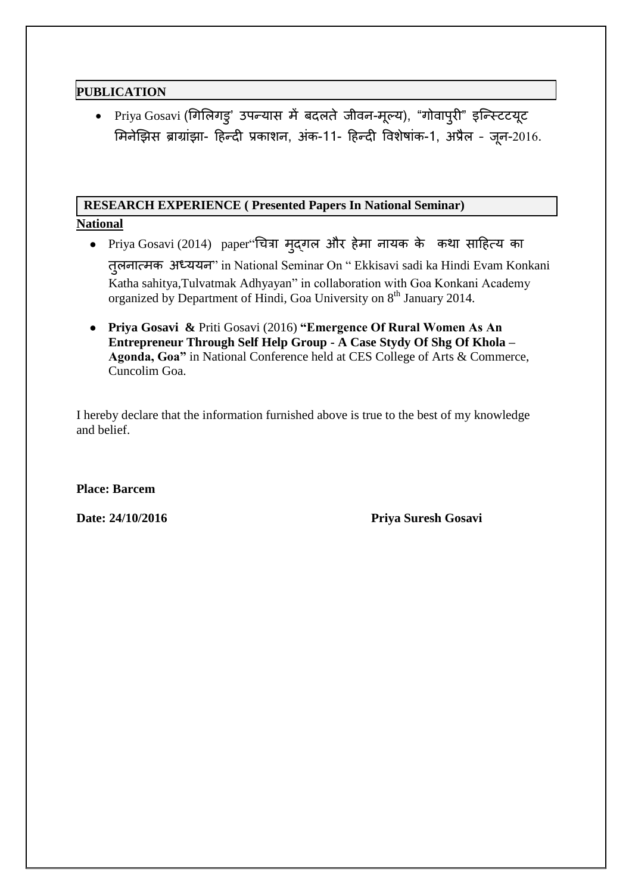## PUBLICATION

- Priya Gosavi (गिलिगडु' उपन्यास में बदलते जीवन-मूल्य), "गोवापुरी" इन्स्टिटयूट मिनेझिस ब्राग्रांझा- हिन्दी प्रकाशन, अंक-11- हिन्दी विशेषांक-1, अप्रैल - जून-2016.

## RESEARCH EXPERIENCE ( Presented Papers In National Seminar)

**National**

- Priya Gosavi (2014) paper"चित्रा मुद्गल और हेमा नायक के कथा साहित्य का तुलनात्मक अध्ययन" in National Seminar On " Ekkisavi sadi ka Hindi Evam Konkani Katha sahitya,Tulvatmak Adhyayan" in collaboration with Goa Konkani Academy organized by Department of Hindi, Goa University on 8th January 2014.

- **Priya Gosavi &** Priti Gosavi (2016) **"Emergence Of Rural Women As An Entrepreneur Through Self Help Group - A Case Stydy Of Shg Of Khola – Agonda, Goa"** in National Conference held at CES College of Arts & Commerce, Cuncolim Goa.

I hereby declare that the information furnished above is true to the best of my knowledge and belief.

**Place: Barcem**

**Date: 24/10/2016** **Priya Suresh Gosavi**